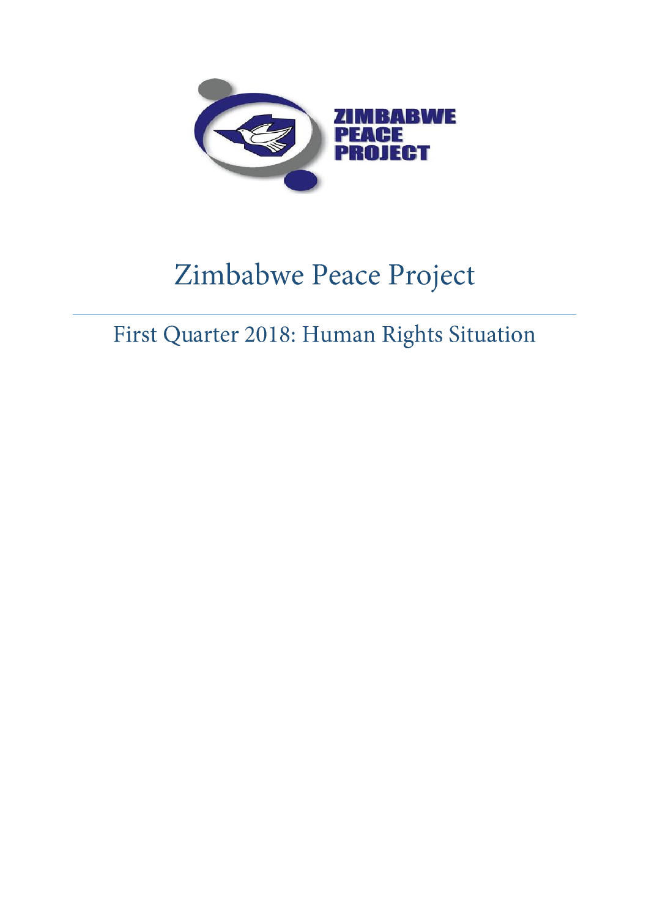# Zimbabwe Peace Project

## First Quarter 2018: Human Rights Situation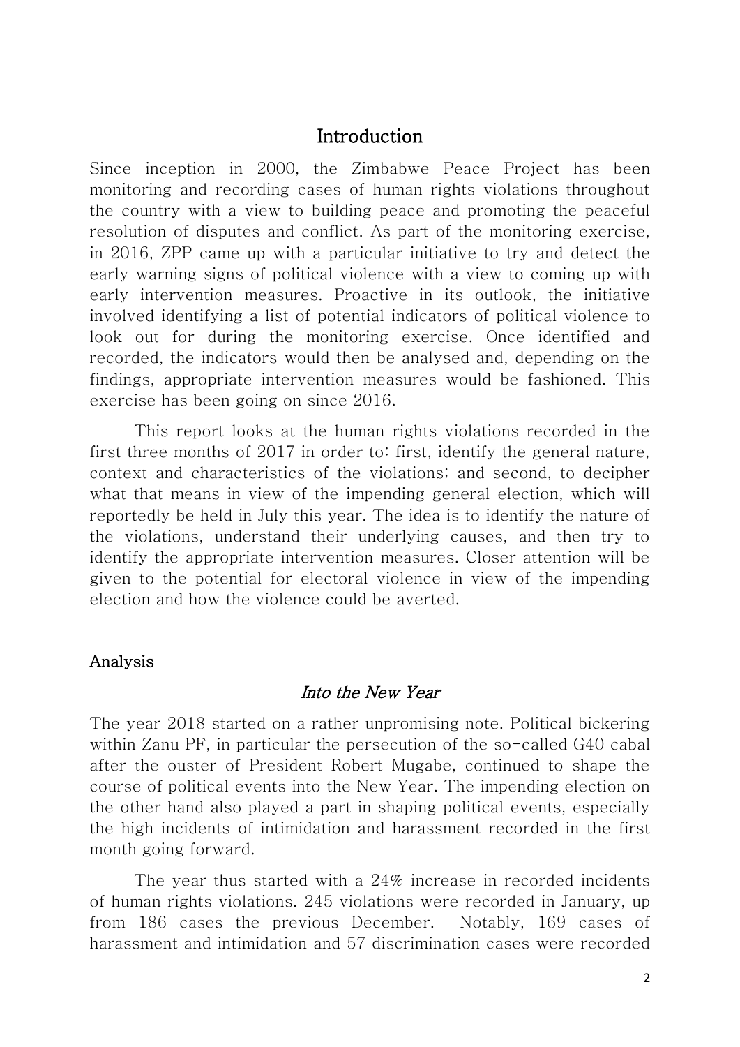## Introduction

Since inception in 2000, the Zimbabwe Peace Project has been monitoring and recording cases of human rights violations throughout the country with a view to building peace and promoting the peaceful resolution of disputes and conflict. As part of the monitoring exercise, in 2016, ZPP came up with a particular initiative to try and detect the early warning signs of political violence with a view to coming up with early intervention measures. Proactive in its outlook, the initiative involved identifying a list of potential indicators of political violence to look out for during the monitoring exercise. Once identified and recorded, the indicators would then be analysed and, depending on the findings, appropriate intervention measures would be fashioned. This exercise has been going on since 2016.

This report looks at the human rights violations recorded in the first three months of 2017 in order to: first, identify the general nature, context and characteristics of the violations; and second, to decipher what that means in view of the impending general election, which will reportedly be held in July this year. The idea is to identify the nature of the violations, understand their underlying causes, and then try to identify the appropriate intervention measures. Closer attention will be given to the potential for electoral violence in view of the impending election and how the violence could be averted.

### Analysis

#### *Into the New Year*

The year 2018 started on a rather unpromising note. Political bickering within Zanu PF, in particular the persecution of the so-called G40 cabal after the ouster of President Robert Mugabe, continued to shape the course of political events into the New Year. The impending election on the other hand also played a part in shaping political events, especially the high incidents of intimidation and harassment recorded in the first month going forward.

The year thus started with a 24% increase in recorded incidents of human rights violations. 245 violations were recorded in January, up from 186 cases the previous December. Notably, 169 cases of harassment and intimidation and 57 discrimination cases were recorded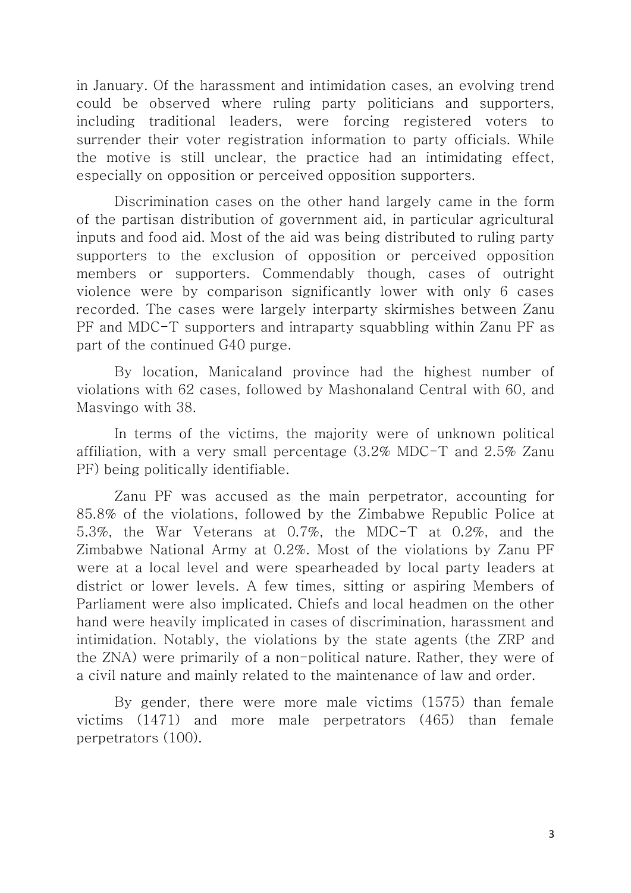in January. Of the harassment and intimidation cases, an evolving trend could be observed where ruling party politicians and supporters, including traditional leaders, were forcing registered voters to surrender their voter registration information to party officials. While the motive is still unclear, the practice had an intimidating effect, especially on opposition or perceived opposition supporters.

Discrimination cases on the other hand largely came in the form of the partisan distribution of government aid, in particular agricultural inputs and food aid. Most of the aid was being distributed to ruling party supporters to the exclusion of opposition or perceived opposition members or supporters. Commendably though, cases of outright violence were by comparison significantly lower with only 6 cases recorded. The cases were largely interparty skirmishes between Zanu PF and MDC-T supporters and intraparty squabbling within Zanu PF as part of the continued G40 purge.

By location, Manicaland province had the highest number of violations with 62 cases, followed by Mashonaland Central with 60, and Masvingo with 38.

In terms of the victims, the majority were of unknown political affiliation, with a very small percentage (3.2% MDC-T and 2.5% Zanu PF) being politically identifiable.

Zanu PF was accused as the main perpetrator, accounting for 85.8% of the violations, followed by the Zimbabwe Republic Police at 5.3%, the War Veterans at 0.7%, the MDC-T at 0.2%, and the Zimbabwe National Army at 0.2%. Most of the violations by Zanu PF were at a local level and were spearheaded by local party leaders at district or lower levels. A few times, sitting or aspiring Members of Parliament were also implicated. Chiefs and local headmen on the other hand were heavily implicated in cases of discrimination, harassment and intimidation. Notably, the violations by the state agents (the ZRP and the ZNA) were primarily of a non-political nature. Rather, they were of a civil nature and mainly related to the maintenance of law and order.

By gender, there were more male victims (1575) than female victims (1471) and more male perpetrators (465) than female perpetrators (100).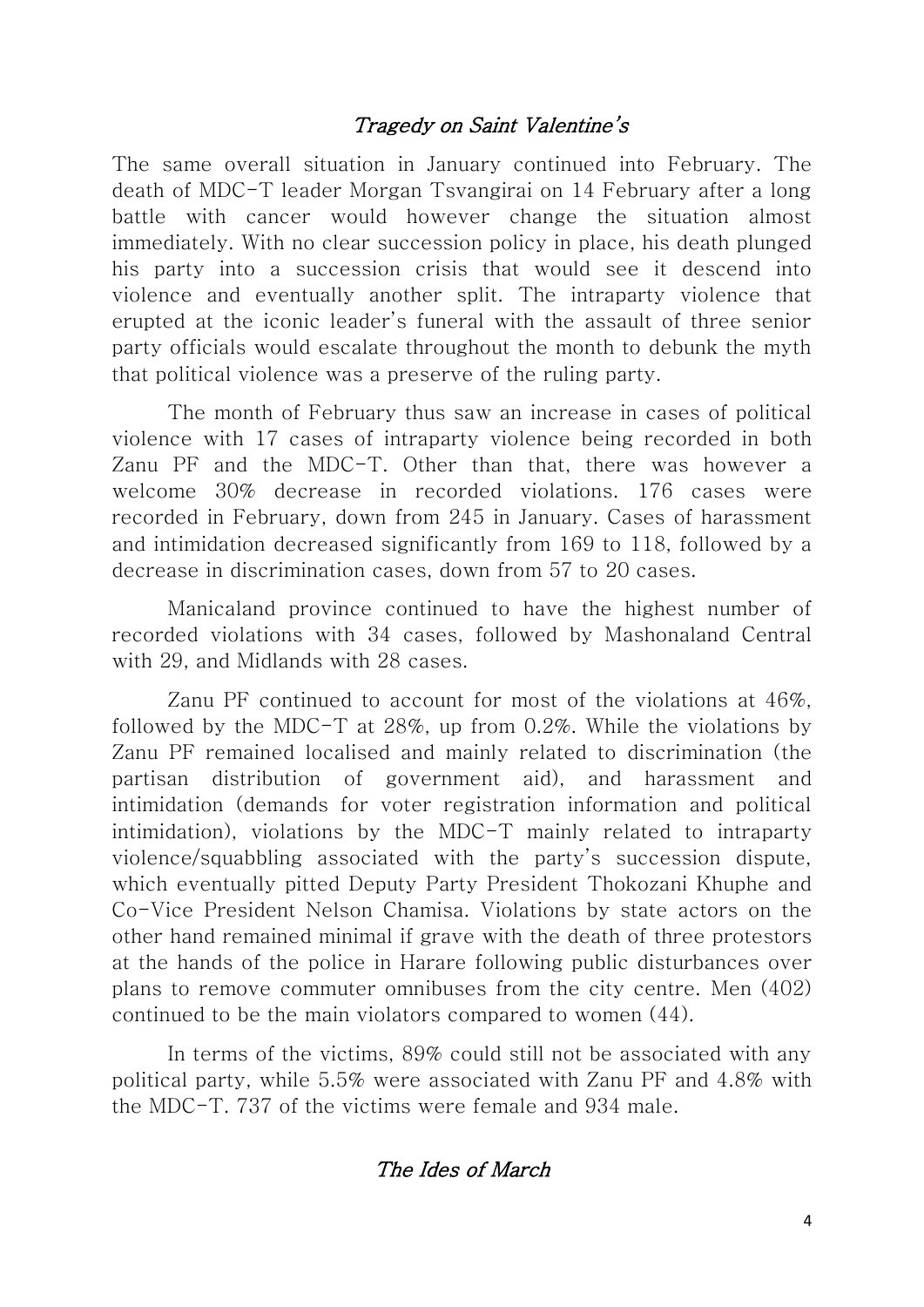## *Tragedy on Saint Valentine's*

The same overall situation in January continued into February. The death of MDC-T leader Morgan Tsvangirai on 14 February after a long battle with cancer would however change the situation almost immediately. With no clear succession policy in place, his death plunged his party into a succession crisis that would see it descend into violence and eventually another split. The intraparty violence that erupted at the iconic leader's funeral with the assault of three senior party officials would escalate throughout the month to debunk the myth that political violence was a preserve of the ruling party.

The month of February thus saw an increase in cases of political violence with 17 cases of intraparty violence being recorded in both Zanu PF and the MDC-T. Other than that, there was however a welcome 30% decrease in recorded violations. 176 cases were recorded in February, down from 245 in January. Cases of harassment and intimidation decreased significantly from 169 to 118, followed by a decrease in discrimination cases, down from 57 to 20 cases.

Manicaland province continued to have the highest number of recorded violations with 34 cases, followed by Mashonaland Central with 29, and Midlands with 28 cases.

Zanu PF continued to account for most of the violations at 46%, followed by the MDC-T at 28%, up from 0.2%. While the violations by Zanu PF remained localised and mainly related to discrimination (the partisan distribution of government aid), and harassment and intimidation (demands for voter registration information and political intimidation), violations by the MDC-T mainly related to intraparty violence/squabbling associated with the party's succession dispute, which eventually pitted Deputy Party President Thokozani Khuphe and Co-Vice President Nelson Chamisa. Violations by state actors on the other hand remained minimal if grave with the death of three protestors at the hands of the police in Harare following public disturbances over plans to remove commuter omnibuses from the city centre. Men (402) continued to be the main violators compared to women (44).

In terms of the victims, 89% could still not be associated with any political party, while 5.5% were associated with Zanu PF and 4.8% with the MDC-T. 737 of the victims were female and 934 male.

## *The Ides of March*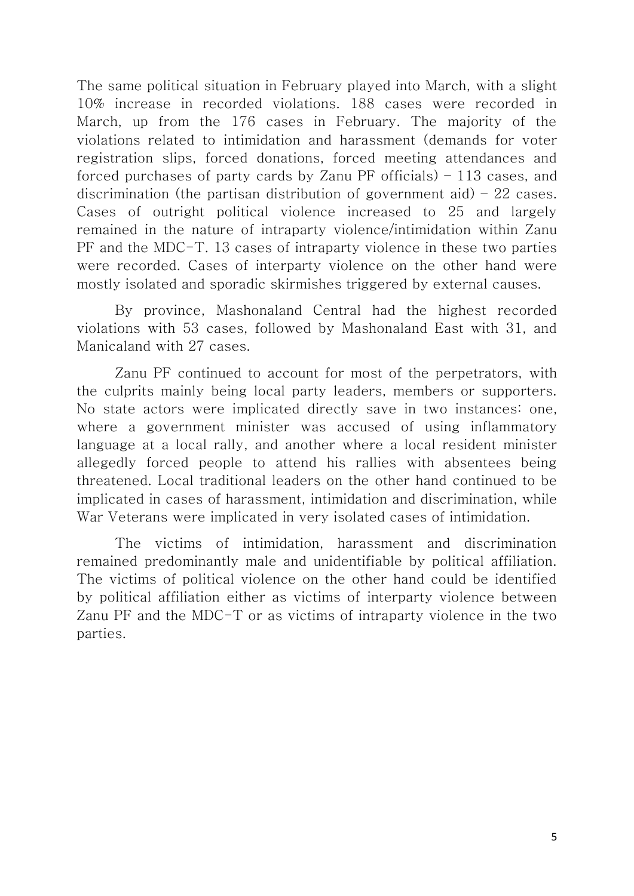The same political situation in February played into March, with a slight 10% increase in recorded violations. 188 cases were recorded in March, up from the 176 cases in February. The majority of the violations related to intimidation and harassment (demands for voter registration slips, forced donations, forced meeting attendances and forced purchases of party cards by Zanu PF officials) – 113 cases, and discrimination (the partisan distribution of government aid) – 22 cases. Cases of outright political violence increased to 25 and largely remained in the nature of intraparty violence/intimidation within Zanu PF and the MDC-T. 13 cases of intraparty violence in these two parties were recorded. Cases of interparty violence on the other hand were mostly isolated and sporadic skirmishes triggered by external causes.

By province, Mashonaland Central had the highest recorded violations with 53 cases, followed by Mashonaland East with 31, and Manicaland with 27 cases.

Zanu PF continued to account for most of the perpetrators, with the culprits mainly being local party leaders, members or supporters. No state actors were implicated directly save in two instances: one, where a government minister was accused of using inflammatory language at a local rally, and another where a local resident minister allegedly forced people to attend his rallies with absentees being threatened. Local traditional leaders on the other hand continued to be implicated in cases of harassment, intimidation and discrimination, while War Veterans were implicated in very isolated cases of intimidation.

The victims of intimidation, harassment and discrimination remained predominantly male and unidentifiable by political affiliation. The victims of political violence on the other hand could be identified by political affiliation either as victims of interparty violence between Zanu PF and the MDC-T or as victims of intraparty violence in the two parties.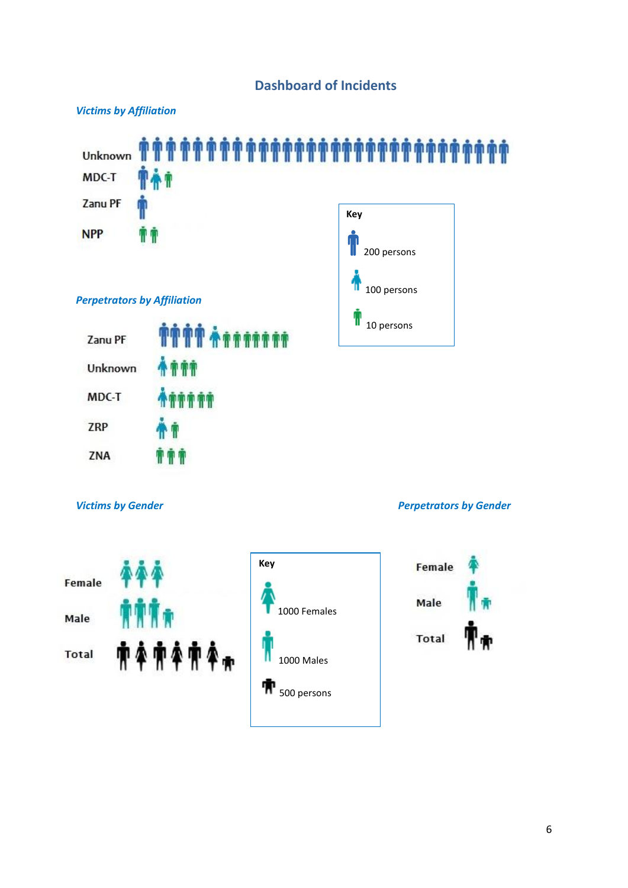## Dashboard of Incidents

*Victims by Affiliation*

Unknown

MDC-T

Zanu PF

NPP

**Key**

200 persons

100 persons

10 persons

*Perpetrators by Affiliation*

Zanu PF

Unknown

MDC-T

ZRP

ZNA

*Victims by Gender*

Female

Male

Total

**Key**

1000 Females

1000 Males

500 persons

*Perpetrators by Gender*

Female

Male

Total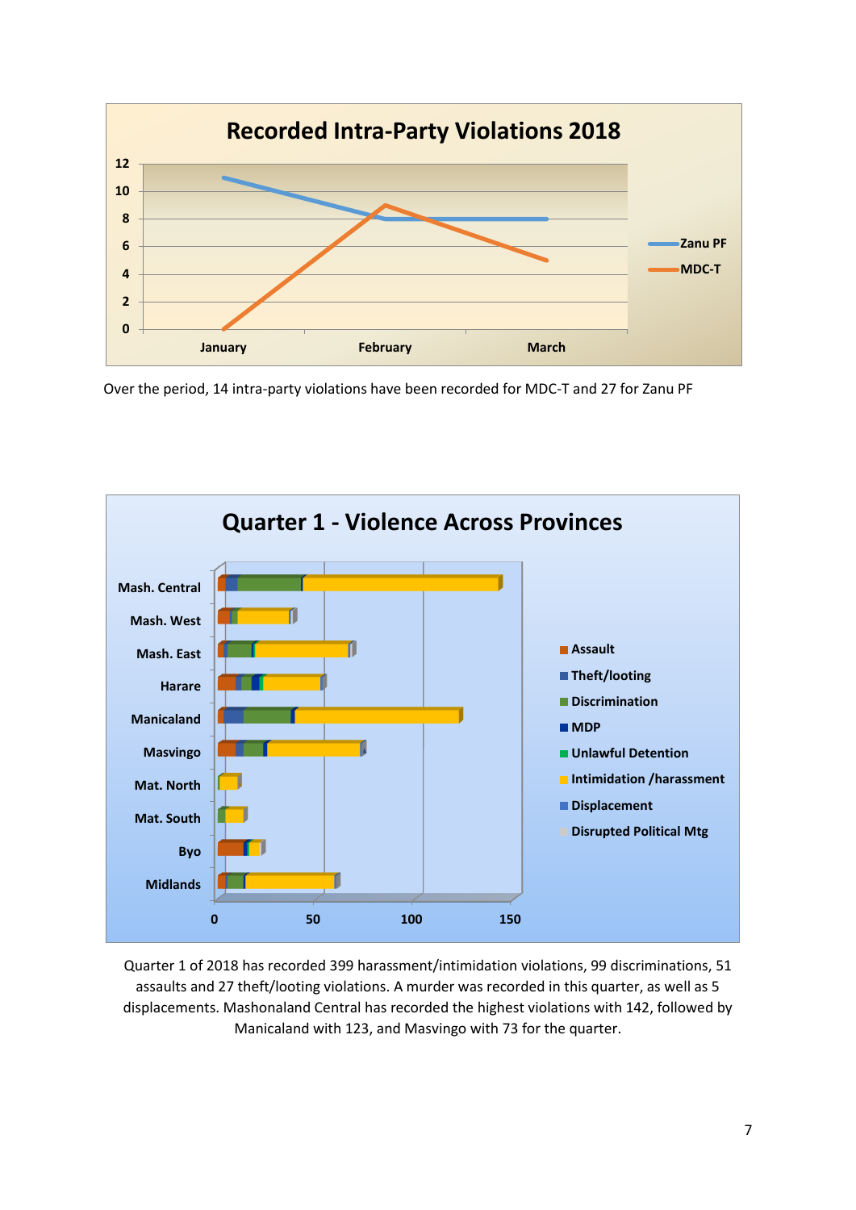## Recorded Intra-Party Violations 2018

Over the period, 14 intra-party violations have been recorded for MDC-T and 27 for Zanu PF

## Quarter 1 - Violence Across Provinces

Quarter 1 of 2018 has recorded 399 harassment/intimidation violations, 99 discriminations, 51 assaults and 27 theft/looting violations. A murder was recorded in this quarter, as well as 5 displacements. Mashonaland Central has recorded the highest violations with 142, followed by Manicaland with 123, and Masvingo with 73 for the quarter.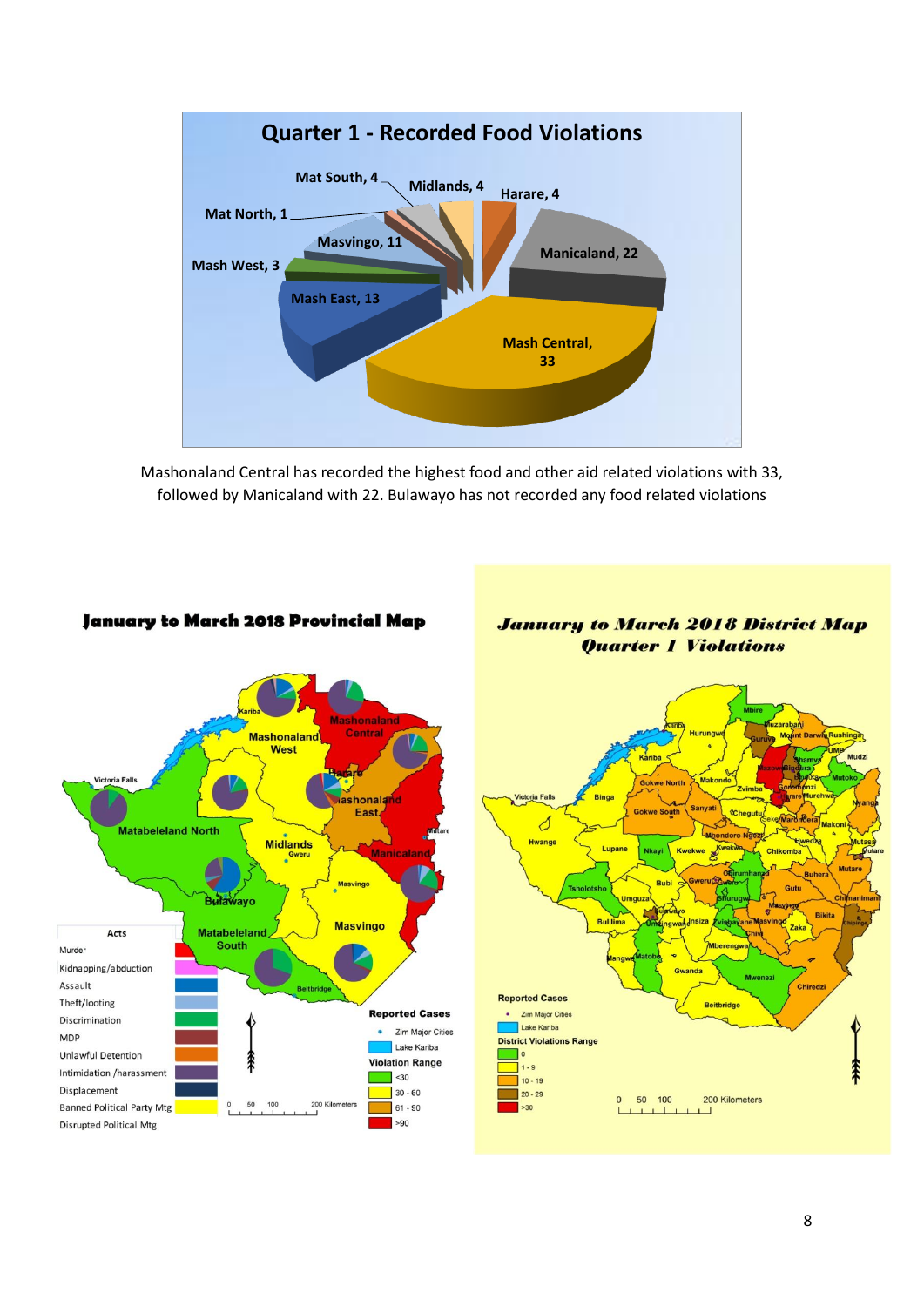## Quarter 1 - Recorded Food Violations

Mat South, 4; Midlands, 4; Harare, 4; Mat North, 1; Masvingo, 11; Mash West, 3; Manicaland, 22; Mash East, 13; Mash Central, 33

Mashonaland Central has recorded the highest food and other aid related violations with 33, followed by Manicaland with 22. Bulawayo has not recorded any food related violations

**January to March 2018 Provincial Map**

| Acts |
|---|
| Murder |
| Kidnapping/abduction |
| Assault |
| Theft/looting |
| Discrimination |
| MDP |
| Unlawful Detention |
| Intimidation /harassment |
| Displacement |
| Banned Political Party Mtg |
| Disrupted Political Mtg |

Reported Cases
- Zim Major Cities
- Lake Kariba

Violation Range
- <30
- 30 - 60
- 61 - 90
- >90

**January to March 2018 District Map Quarter 1 Violations**

Reported Cases
- Zim Major Cities
- Lake Kariba

District Violations Range
- 0
- 1 - 9
- 10 - 19
- 20 - 29
- >30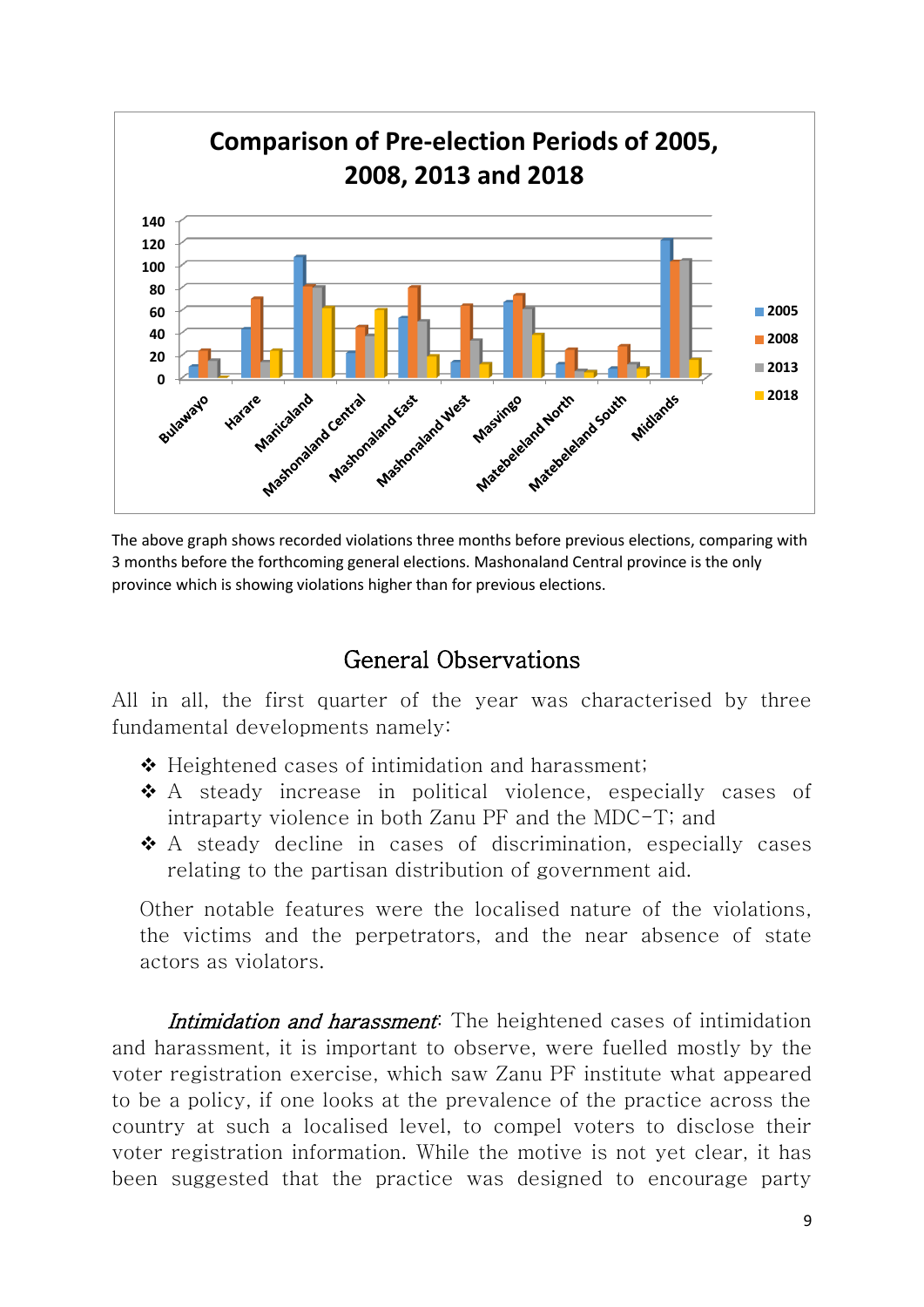**Comparison of Pre-election Periods of 2005, 2008, 2013 and 2018**

The above graph shows recorded violations three months before previous elections, comparing with 3 months before the forthcoming general elections. Mashonaland Central province is the only province which is showing violations higher than for previous elections.

## General Observations

All in all, the first quarter of the year was characterised by three fundamental developments namely:

- Heightened cases of intimidation and harassment;
- A steady increase in political violence, especially cases of intraparty violence in both Zanu PF and the MDC-T; and
- A steady decline in cases of discrimination, especially cases relating to the partisan distribution of government aid.

Other notable features were the localised nature of the violations, the victims and the perpetrators, and the near absence of state actors as violators.

***Intimidation and harassment*:** The heightened cases of intimidation and harassment, it is important to observe, were fuelled mostly by the voter registration exercise, which saw Zanu PF institute what appeared to be a policy, if one looks at the prevalence of the practice across the country at such a localised level, to compel voters to disclose their voter registration information. While the motive is not yet clear, it has been suggested that the practice was designed to encourage party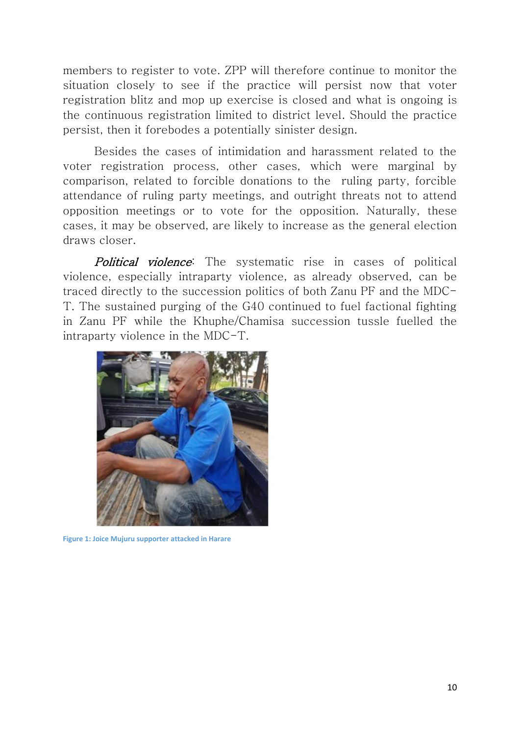members to register to vote. ZPP will therefore continue to monitor the situation closely to see if the practice will persist now that voter registration blitz and mop up exercise is closed and what is ongoing is the continuous registration limited to district level. Should the practice persist, then it forebodes a potentially sinister design.

Besides the cases of intimidation and harassment related to the voter registration process, other cases, which were marginal by comparison, related to forcible donations to the ruling party, forcible attendance of ruling party meetings, and outright threats not to attend opposition meetings or to vote for the opposition. Naturally, these cases, it may be observed, are likely to increase as the general election draws closer.

***Political violence***: The systematic rise in cases of political violence, especially intraparty violence, as already observed, can be traced directly to the succession politics of both Zanu PF and the MDC-T. The sustained purging of the G40 continued to fuel factional fighting in Zanu PF while the Khuphe/Chamisa succession tussle fuelled the intraparty violence in the MDC-T.

Figure 1: Joice Mujuru supporter attacked in Harare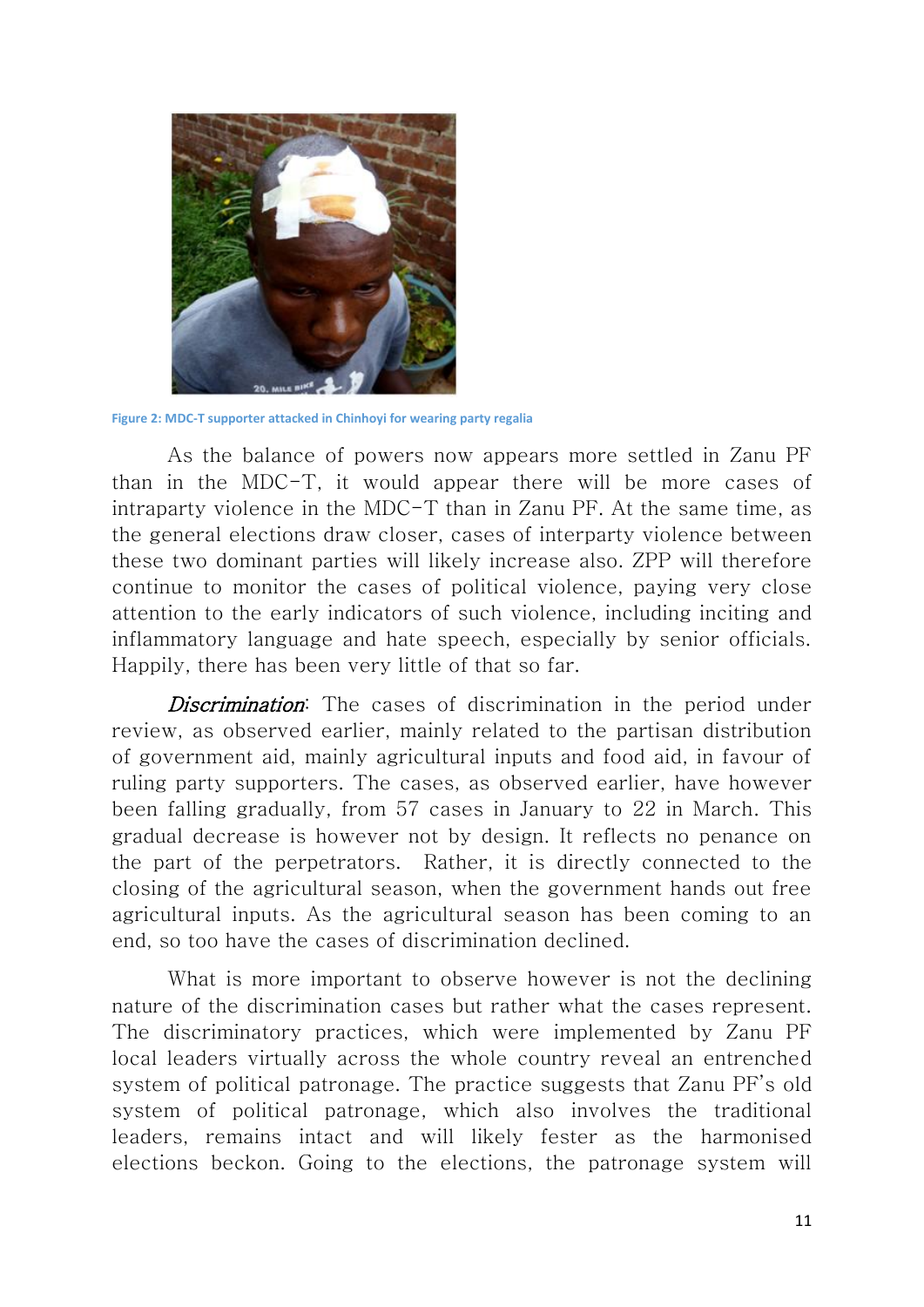Figure 2: MDC-T supporter attacked in Chinhoyi for wearing party regalia

As the balance of powers now appears more settled in Zanu PF than in the MDC-T, it would appear there will be more cases of intraparty violence in the MDC-T than in Zanu PF. At the same time, as the general elections draw closer, cases of interparty violence between these two dominant parties will likely increase also. ZPP will therefore continue to monitor the cases of political violence, paying very close attention to the early indicators of such violence, including inciting and inflammatory language and hate speech, especially by senior officials. Happily, there has been very little of that so far.

***Discrimination***: The cases of discrimination in the period under review, as observed earlier, mainly related to the partisan distribution of government aid, mainly agricultural inputs and food aid, in favour of ruling party supporters. The cases, as observed earlier, have however been falling gradually, from 57 cases in January to 22 in March. This gradual decrease is however not by design. It reflects no penance on the part of the perpetrators. Rather, it is directly connected to the closing of the agricultural season, when the government hands out free agricultural inputs. As the agricultural season has been coming to an end, so too have the cases of discrimination declined.

What is more important to observe however is not the declining nature of the discrimination cases but rather what the cases represent. The discriminatory practices, which were implemented by Zanu PF local leaders virtually across the whole country reveal an entrenched system of political patronage. The practice suggests that Zanu PF's old system of political patronage, which also involves the traditional leaders, remains intact and will likely fester as the harmonised elections beckon. Going to the elections, the patronage system will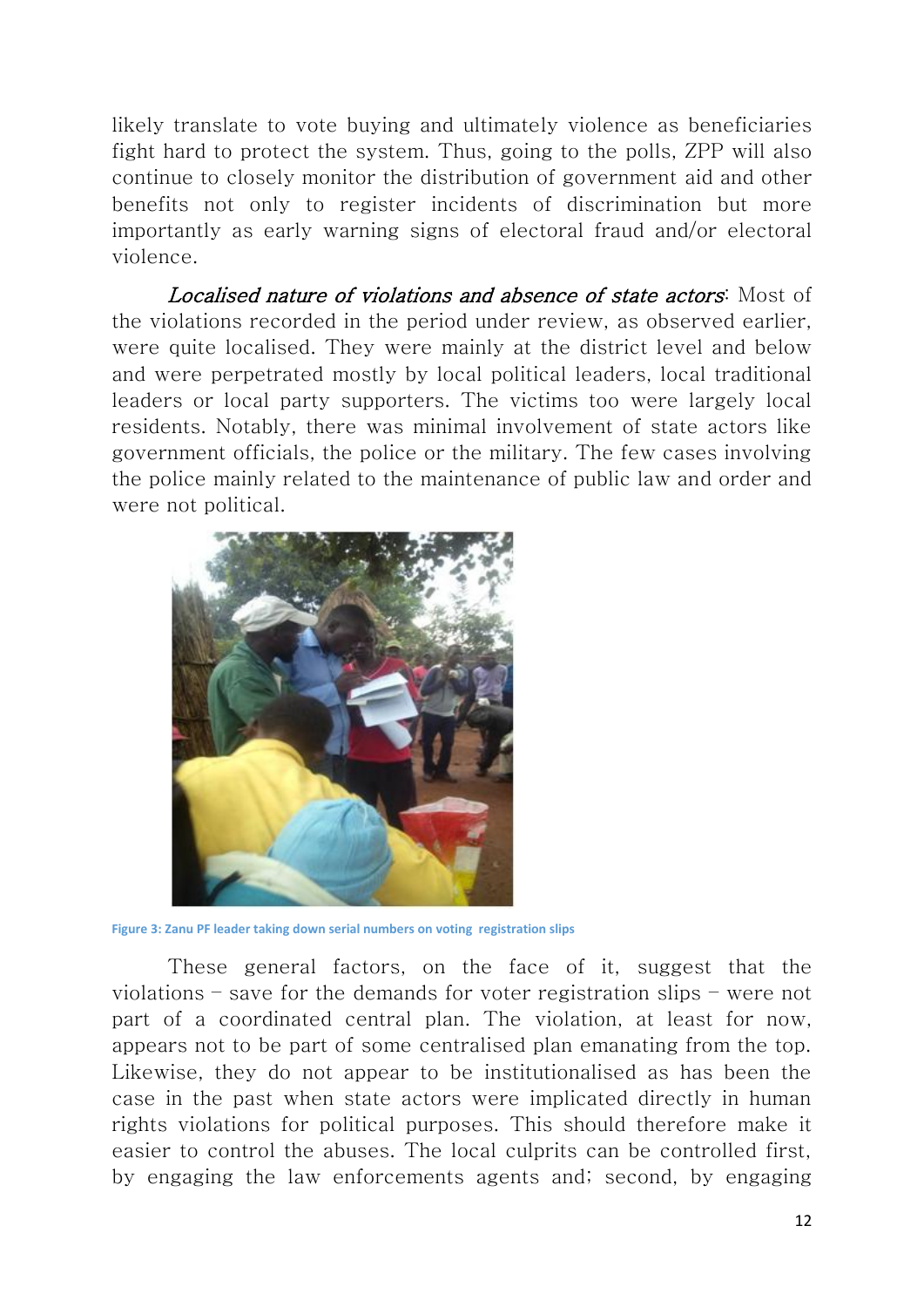likely translate to vote buying and ultimately violence as beneficiaries fight hard to protect the system. Thus, going to the polls, ZPP will also continue to closely monitor the distribution of government aid and other benefits not only to register incidents of discrimination but more importantly as early warning signs of electoral fraud and/or electoral violence.

*Localised nature of violations and absence of state actors*: Most of the violations recorded in the period under review, as observed earlier, were quite localised. They were mainly at the district level and below and were perpetrated mostly by local political leaders, local traditional leaders or local party supporters. The victims too were largely local residents. Notably, there was minimal involvement of state actors like government officials, the police or the military. The few cases involving the police mainly related to the maintenance of public law and order and were not political.

Figure 3: Zanu PF leader taking down serial numbers on voting registration slips

These general factors, on the face of it, suggest that the violations – save for the demands for voter registration slips – were not part of a coordinated central plan. The violation, at least for now, appears not to be part of some centralised plan emanating from the top. Likewise, they do not appear to be institutionalised as has been the case in the past when state actors were implicated directly in human rights violations for political purposes. This should therefore make it easier to control the abuses. The local culprits can be controlled first, by engaging the law enforcements agents and; second, by engaging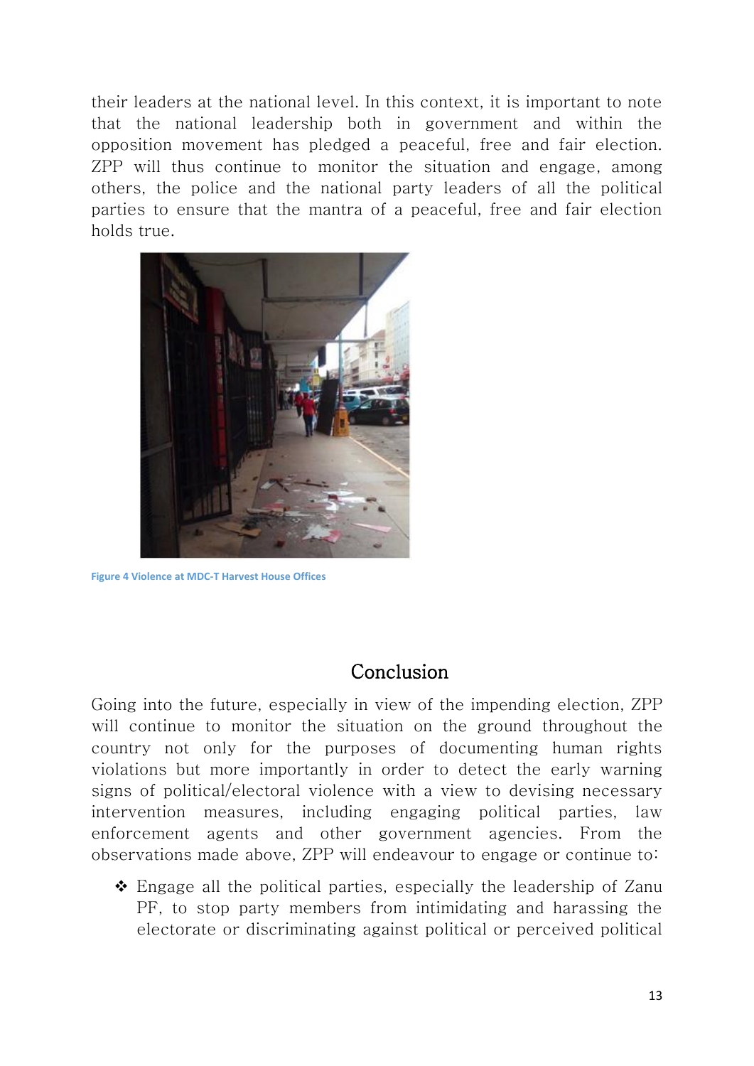their leaders at the national level. In this context, it is important to note that the national leadership both in government and within the opposition movement has pledged a peaceful, free and fair election. ZPP will thus continue to monitor the situation and engage, among others, the police and the national party leaders of all the political parties to ensure that the mantra of a peaceful, free and fair election holds true.

Figure 4 Violence at MDC-T Harvest House Offices

## Conclusion

Going into the future, especially in view of the impending election, ZPP will continue to monitor the situation on the ground throughout the country not only for the purposes of documenting human rights violations but more importantly in order to detect the early warning signs of political/electoral violence with a view to devising necessary intervention measures, including engaging political parties, law enforcement agents and other government agencies. From the observations made above, ZPP will endeavour to engage or continue to:

- Engage all the political parties, especially the leadership of Zanu PF, to stop party members from intimidating and harassing the electorate or discriminating against political or perceived political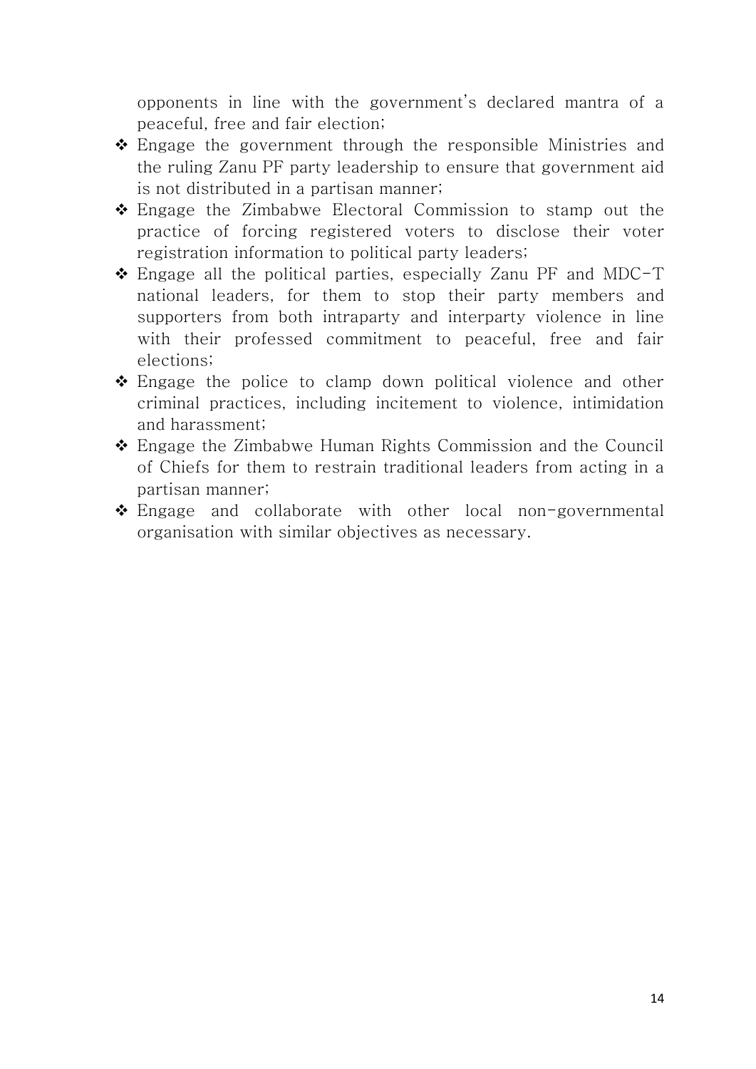opponents in line with the government's declared mantra of a peaceful, free and fair election;

- Engage the government through the responsible Ministries and the ruling Zanu PF party leadership to ensure that government aid is not distributed in a partisan manner;
- Engage the Zimbabwe Electoral Commission to stamp out the practice of forcing registered voters to disclose their voter registration information to political party leaders;
- Engage all the political parties, especially Zanu PF and MDC-T national leaders, for them to stop their party members and supporters from both intraparty and interparty violence in line with their professed commitment to peaceful, free and fair elections;
- Engage the police to clamp down political violence and other criminal practices, including incitement to violence, intimidation and harassment;
- Engage the Zimbabwe Human Rights Commission and the Council of Chiefs for them to restrain traditional leaders from acting in a partisan manner;
- Engage and collaborate with other local non-governmental organisation with similar objectives as necessary.